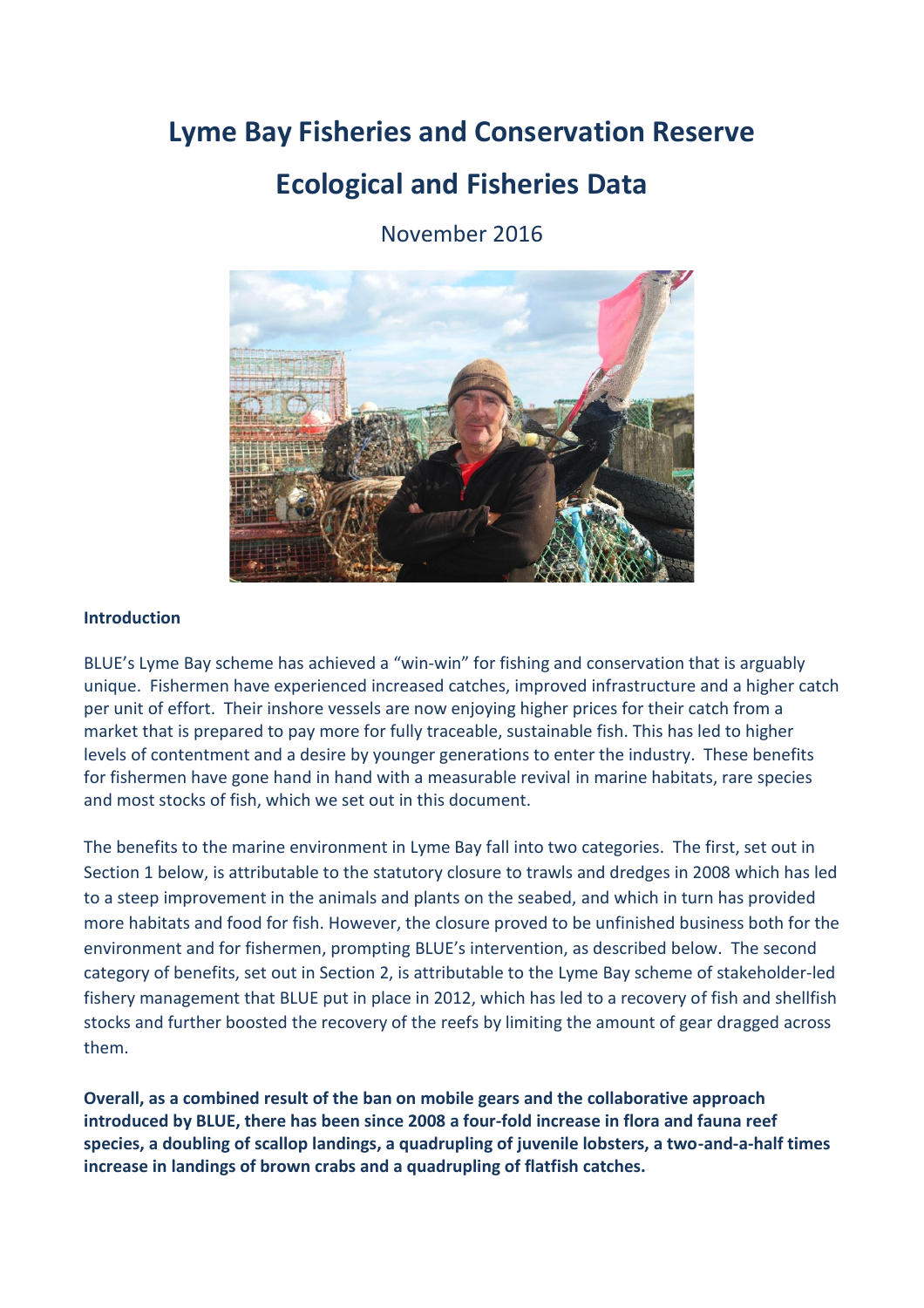# Lyme Bay Fisheries and Conservation Reserve

# Ecological and Fisheries Data

November 2016

**Introduction**

BLUE's Lyme Bay scheme has achieved a "win-win" for fishing and conservation that is arguably unique. Fishermen have experienced increased catches, improved infrastructure and a higher catch per unit of effort. Their inshore vessels are now enjoying higher prices for their catch from a market that is prepared to pay more for fully traceable, sustainable fish. This has led to higher levels of contentment and a desire by younger generations to enter the industry. These benefits for fishermen have gone hand in hand with a measurable revival in marine habitats, rare species and most stocks of fish, which we set out in this document.

The benefits to the marine environment in Lyme Bay fall into two categories. The first, set out in Section 1 below, is attributable to the statutory closure to trawls and dredges in 2008 which has led to a steep improvement in the animals and plants on the seabed, and which in turn has provided more habitats and food for fish. However, the closure proved to be unfinished business both for the environment and for fishermen, prompting BLUE's intervention, as described below. The second category of benefits, set out in Section 2, is attributable to the Lyme Bay scheme of stakeholder-led fishery management that BLUE put in place in 2012, which has led to a recovery of fish and shellfish stocks and further boosted the recovery of the reefs by limiting the amount of gear dragged across them.

**Overall, as a combined result of the ban on mobile gears and the collaborative approach introduced by BLUE, there has been since 2008 a four-fold increase in flora and fauna reef species, a doubling of scallop landings, a quadrupling of juvenile lobsters, a two-and-a-half times increase in landings of brown crabs and a quadrupling of flatfish catches.**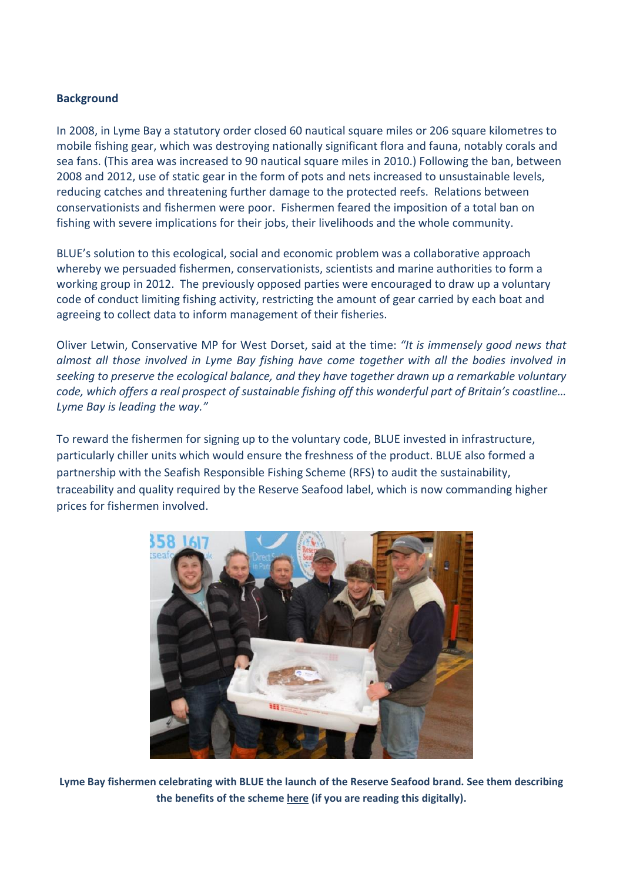**Background**

In 2008, in Lyme Bay a statutory order closed 60 nautical square miles or 206 square kilometres to mobile fishing gear, which was destroying nationally significant flora and fauna, notably corals and sea fans. (This area was increased to 90 nautical square miles in 2010.) Following the ban, between 2008 and 2012, use of static gear in the form of pots and nets increased to unsustainable levels, reducing catches and threatening further damage to the protected reefs. Relations between conservationists and fishermen were poor. Fishermen feared the imposition of a total ban on fishing with severe implications for their jobs, their livelihoods and the whole community.

BLUE's solution to this ecological, social and economic problem was a collaborative approach whereby we persuaded fishermen, conservationists, scientists and marine authorities to form a working group in 2012. The previously opposed parties were encouraged to draw up a voluntary code of conduct limiting fishing activity, restricting the amount of gear carried by each boat and agreeing to collect data to inform management of their fisheries.

Oliver Letwin, Conservative MP for West Dorset, said at the time: *"It is immensely good news that almost all those involved in Lyme Bay fishing have come together with all the bodies involved in seeking to preserve the ecological balance, and they have together drawn up a remarkable voluntary code, which offers a real prospect of sustainable fishing off this wonderful part of Britain's coastline… Lyme Bay is leading the way."*

To reward the fishermen for signing up to the voluntary code, BLUE invested in infrastructure, particularly chiller units which would ensure the freshness of the product. BLUE also formed a partnership with the Seafish Responsible Fishing Scheme (RFS) to audit the sustainability, traceability and quality required by the Reserve Seafood label, which is now commanding higher prices for fishermen involved.

**Lyme Bay fishermen celebrating with BLUE the launch of the Reserve Seafood brand. See them describing the benefits of the scheme here (if you are reading this digitally).**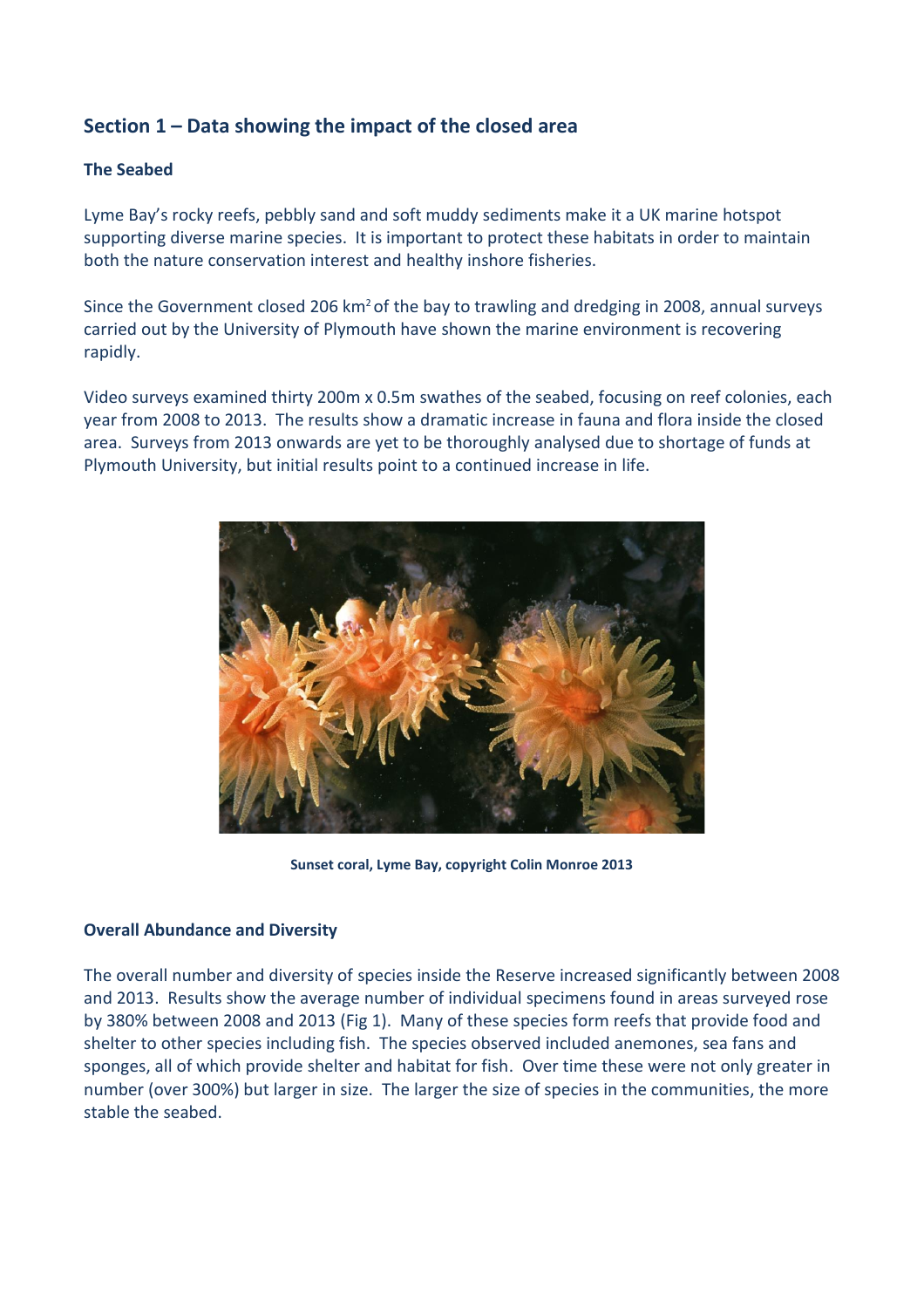## Section 1 – Data showing the impact of the closed area

### The Seabed

Lyme Bay's rocky reefs, pebbly sand and soft muddy sediments make it a UK marine hotspot supporting diverse marine species. It is important to protect these habitats in order to maintain both the nature conservation interest and healthy inshore fisheries.

Since the Government closed 206 $km^2$ of the bay to trawling and dredging in 2008, annual surveys carried out by the University of Plymouth have shown the marine environment is recovering rapidly.

Video surveys examined thirty 200m x 0.5m swathes of the seabed, focusing on reef colonies, each year from 2008 to 2013. The results show a dramatic increase in fauna and flora inside the closed area. Surveys from 2013 onwards are yet to be thoroughly analysed due to shortage of funds at Plymouth University, but initial results point to a continued increase in life.

**Sunset coral, Lyme Bay, copyright Colin Monroe 2013**

### Overall Abundance and Diversity

The overall number and diversity of species inside the Reserve increased significantly between 2008 and 2013. Results show the average number of individual specimens found in areas surveyed rose by 380% between 2008 and 2013 (Fig 1). Many of these species form reefs that provide food and shelter to other species including fish. The species observed included anemones, sea fans and sponges, all of which provide shelter and habitat for fish. Over time these were not only greater in number (over 300%) but larger in size. The larger the size of species in the communities, the more stable the seabed.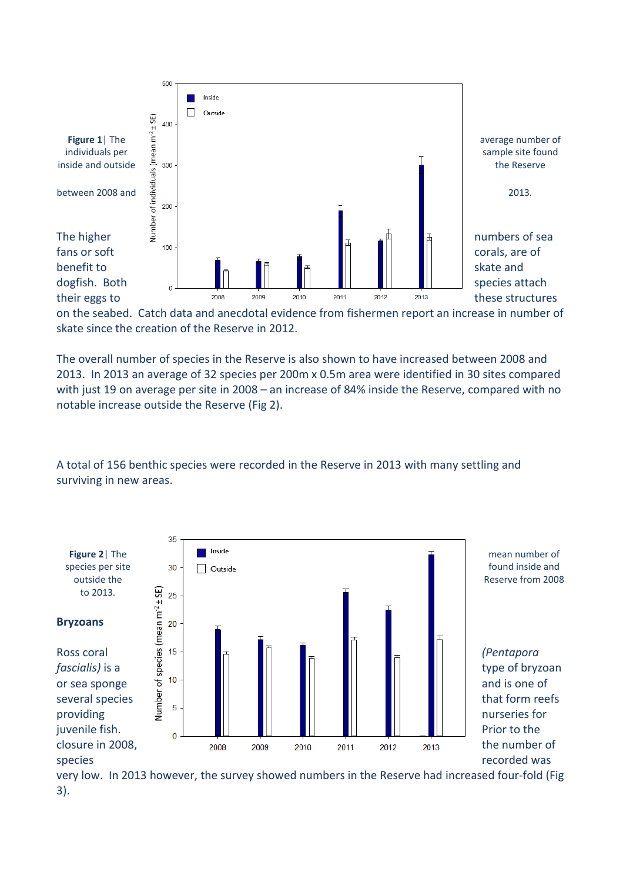**Figure 1**| The average number of individuals per sample site found inside and outside the Reserve between 2008 and 2013.

The higher numbers of sea fans or soft corals, are of benefit to skate and dogfish. Both species attach their eggs to these structures on the seabed. Catch data and anecdotal evidence from fishermen report an increase in number of skate since the creation of the Reserve in 2012.

The overall number of species in the Reserve is also shown to have increased between 2008 and 2013. In 2013 an average of 32 species per 200m x 0.5m area were identified in 30 sites compared with just 19 on average per site in 2008 – an increase of 84% inside the Reserve, compared with no notable increase outside the Reserve (Fig 2).

A total of 156 benthic species were recorded in the Reserve in 2013 with many settling and surviving in new areas.

**Figure 2**| The mean number of species per site found inside and outside the Reserve from 2008 to 2013.

**Bryozoans**

Ross coral *(Pentapora fascialis)* is a type of bryozoan or sea sponge and is one of several species that form reefs providing nurseries for juvenile fish. Prior to the closure in 2008, the number of species recorded was very low. In 2013 however, the survey showed numbers in the Reserve had increased four-fold (Fig 3).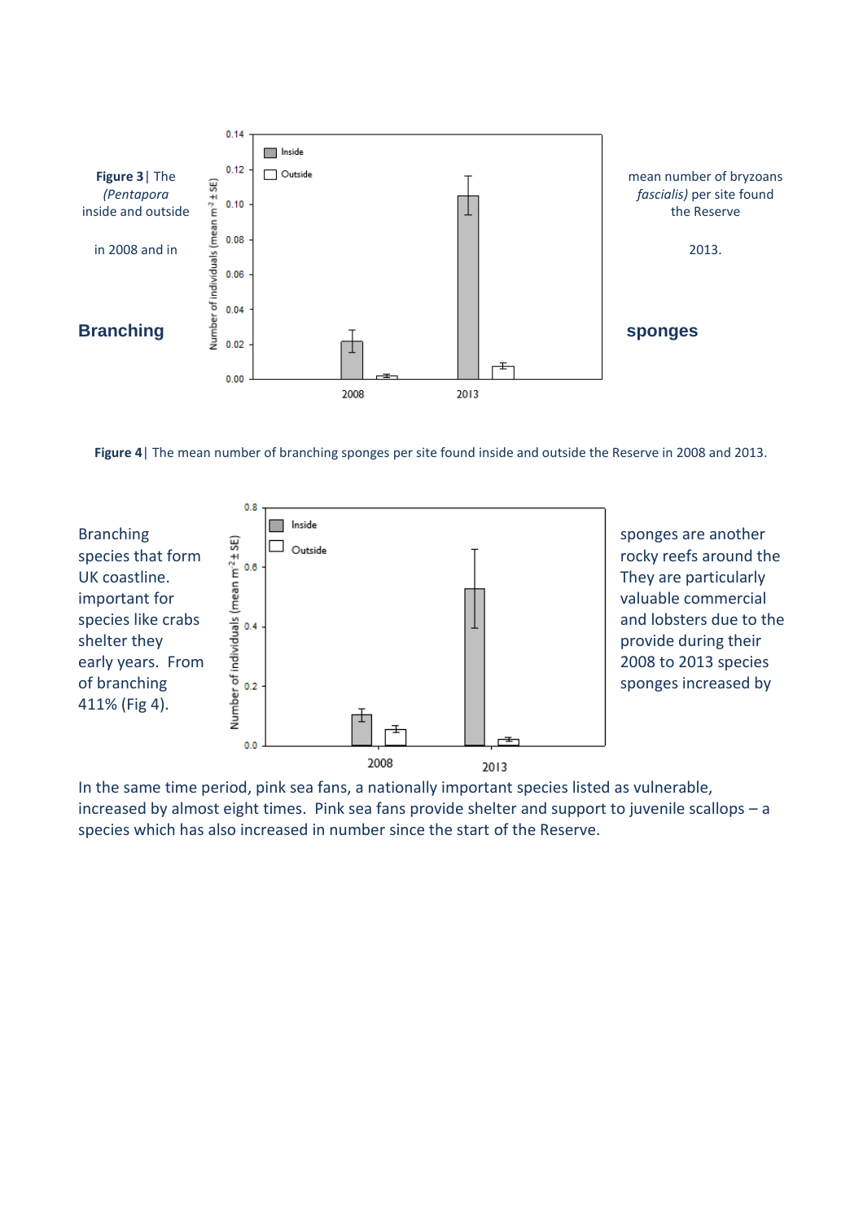**Figure 3**| The mean number of bryzoans *(Pentapora fascialis)* per site found inside and outside the Reserve in 2008 and in 2013.

## Branching sponges

**Figure 4**| The mean number of branching sponges per site found inside and outside the Reserve in 2008 and 2013.

Branching sponges are another species that form rocky reefs around the UK coastline. They are particularly important for valuable commercial species like crabs and lobsters due to the shelter they provide during their early years. From 2008 to 2013 species of branching sponges increased by 411% (Fig 4).

In the same time period, pink sea fans, a nationally important species listed as vulnerable, increased by almost eight times. Pink sea fans provide shelter and support to juvenile scallops – a species which has also increased in number since the start of the Reserve.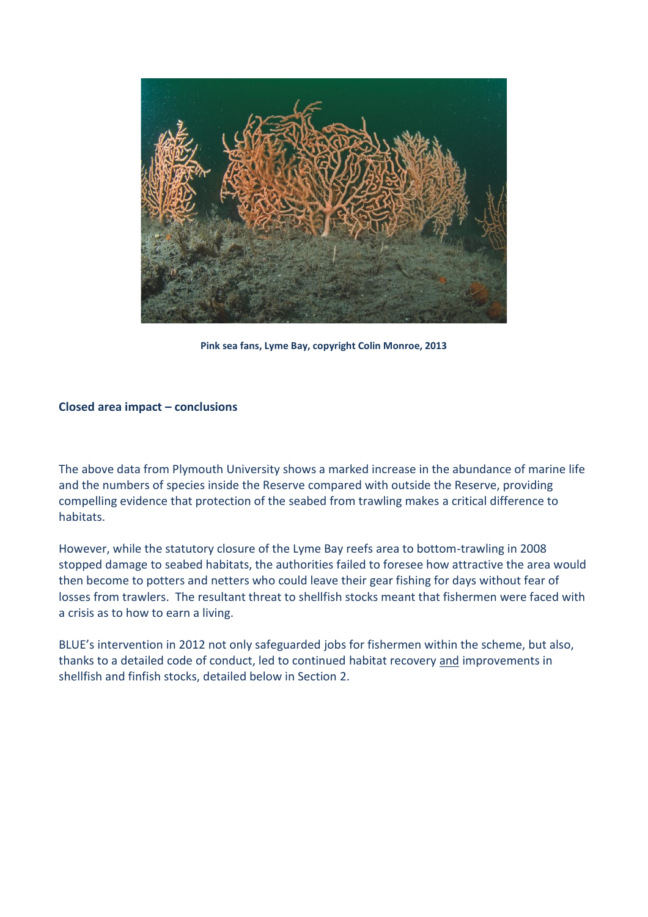Pink sea fans, Lyme Bay, copyright Colin Monroe, 2013

## Closed area impact – conclusions

The above data from Plymouth University shows a marked increase in the abundance of marine life and the numbers of species inside the Reserve compared with outside the Reserve, providing compelling evidence that protection of the seabed from trawling makes a critical difference to habitats.

However, while the statutory closure of the Lyme Bay reefs area to bottom-trawling in 2008 stopped damage to seabed habitats, the authorities failed to foresee how attractive the area would then become to potters and netters who could leave their gear fishing for days without fear of losses from trawlers. The resultant threat to shellfish stocks meant that fishermen were faced with a crisis as to how to earn a living.

BLUE's intervention in 2012 not only safeguarded jobs for fishermen within the scheme, but also, thanks to a detailed code of conduct, led to continued habitat recovery and improvements in shellfish and finfish stocks, detailed below in Section 2.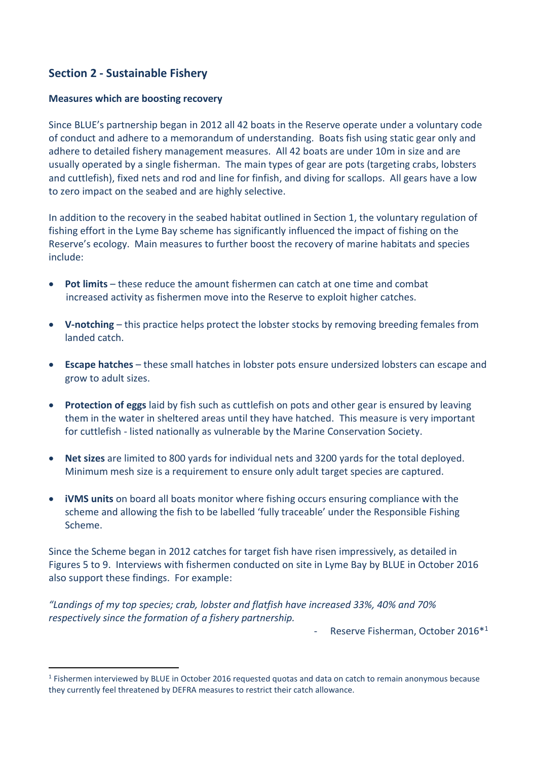## Section 2 - Sustainable Fishery

### Measures which are boosting recovery

Since BLUE's partnership began in 2012 all 42 boats in the Reserve operate under a voluntary code of conduct and adhere to a memorandum of understanding. Boats fish using static gear only and adhere to detailed fishery management measures. All 42 boats are under 10m in size and are usually operated by a single fisherman. The main types of gear are pots (targeting crabs, lobsters and cuttlefish), fixed nets and rod and line for finfish, and diving for scallops. All gears have a low to zero impact on the seabed and are highly selective.

In addition to the recovery in the seabed habitat outlined in Section 1, the voluntary regulation of fishing effort in the Lyme Bay scheme has significantly influenced the impact of fishing on the Reserve's ecology. Main measures to further boost the recovery of marine habitats and species include:

- **Pot limits** – these reduce the amount fishermen can catch at one time and combat increased activity as fishermen move into the Reserve to exploit higher catches.
- **V-notching** – this practice helps protect the lobster stocks by removing breeding females from landed catch.
- **Escape hatches** – these small hatches in lobster pots ensure undersized lobsters can escape and grow to adult sizes.
- **Protection of eggs** laid by fish such as cuttlefish on pots and other gear is ensured by leaving them in the water in sheltered areas until they have hatched. This measure is very important for cuttlefish - listed nationally as vulnerable by the Marine Conservation Society.
- **Net sizes** are limited to 800 yards for individual nets and 3200 yards for the total deployed. Minimum mesh size is a requirement to ensure only adult target species are captured.
- **iVMS units** on board all boats monitor where fishing occurs ensuring compliance with the scheme and allowing the fish to be labelled 'fully traceable' under the Responsible Fishing Scheme.

Since the Scheme began in 2012 catches for target fish have risen impressively, as detailed in Figures 5 to 9. Interviews with fishermen conducted on site in Lyme Bay by BLUE in October 2016 also support these findings. For example:

*"Landings of my top species; crab, lobster and flatfish have increased 33%, 40% and 70% respectively since the formation of a fishery partnership.*

- Reserve Fisherman, October 2016*[1]

[1] Fishermen interviewed by BLUE in October 2016 requested quotas and data on catch to remain anonymous because they currently feel threatened by DEFRA measures to restrict their catch allowance.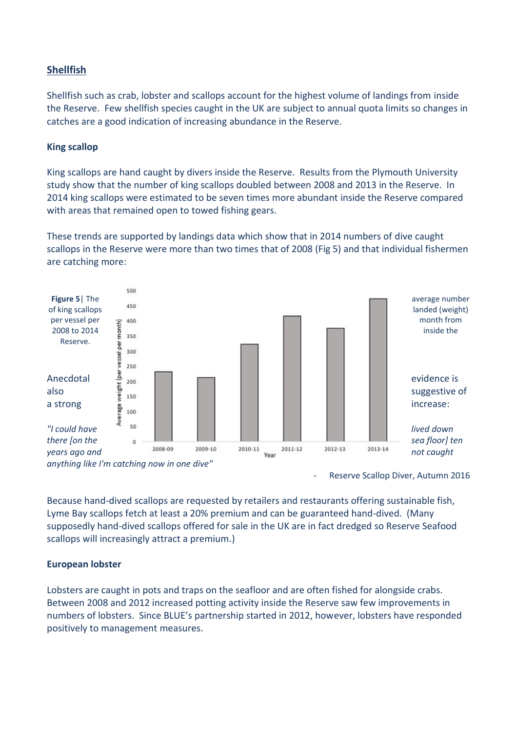## Shellfish

Shellfish such as crab, lobster and scallops account for the highest volume of landings from inside the Reserve. Few shellfish species caught in the UK are subject to annual quota limits so changes in catches are a good indication of increasing abundance in the Reserve.

### King scallop

King scallops are hand caught by divers inside the Reserve. Results from the Plymouth University study show that the number of king scallops doubled between 2008 and 2013 in the Reserve. In 2014 king scallops were estimated to be seven times more abundant inside the Reserve compared with areas that remained open to towed fishing gears.

These trends are supported by landings data which show that in 2014 numbers of dive caught scallops in the Reserve were more than two times that of 2008 (Fig 5) and that individual fishermen are catching more:

**Figure 5**| The average number of king scallops landed (weight) per vessel per month from 2008 to 2014 inside the Reserve.

Anecdotal evidence is also suggestive of a strong increase:

*"I could have lived down there [on the sea floor] ten years ago and not caught anything like I'm catching now in one dive"*

- Reserve Scallop Diver, Autumn 2016

Because hand-dived scallops are requested by retailers and restaurants offering sustainable fish, Lyme Bay scallops fetch at least a 20% premium and can be guaranteed hand-dived. (Many supposedly hand-dived scallops offered for sale in the UK are in fact dredged so Reserve Seafood scallops will increasingly attract a premium.)

### European lobster

Lobsters are caught in pots and traps on the seafloor and are often fished for alongside crabs. Between 2008 and 2012 increased potting activity inside the Reserve saw few improvements in numbers of lobsters. Since BLUE's partnership started in 2012, however, lobsters have responded positively to management measures.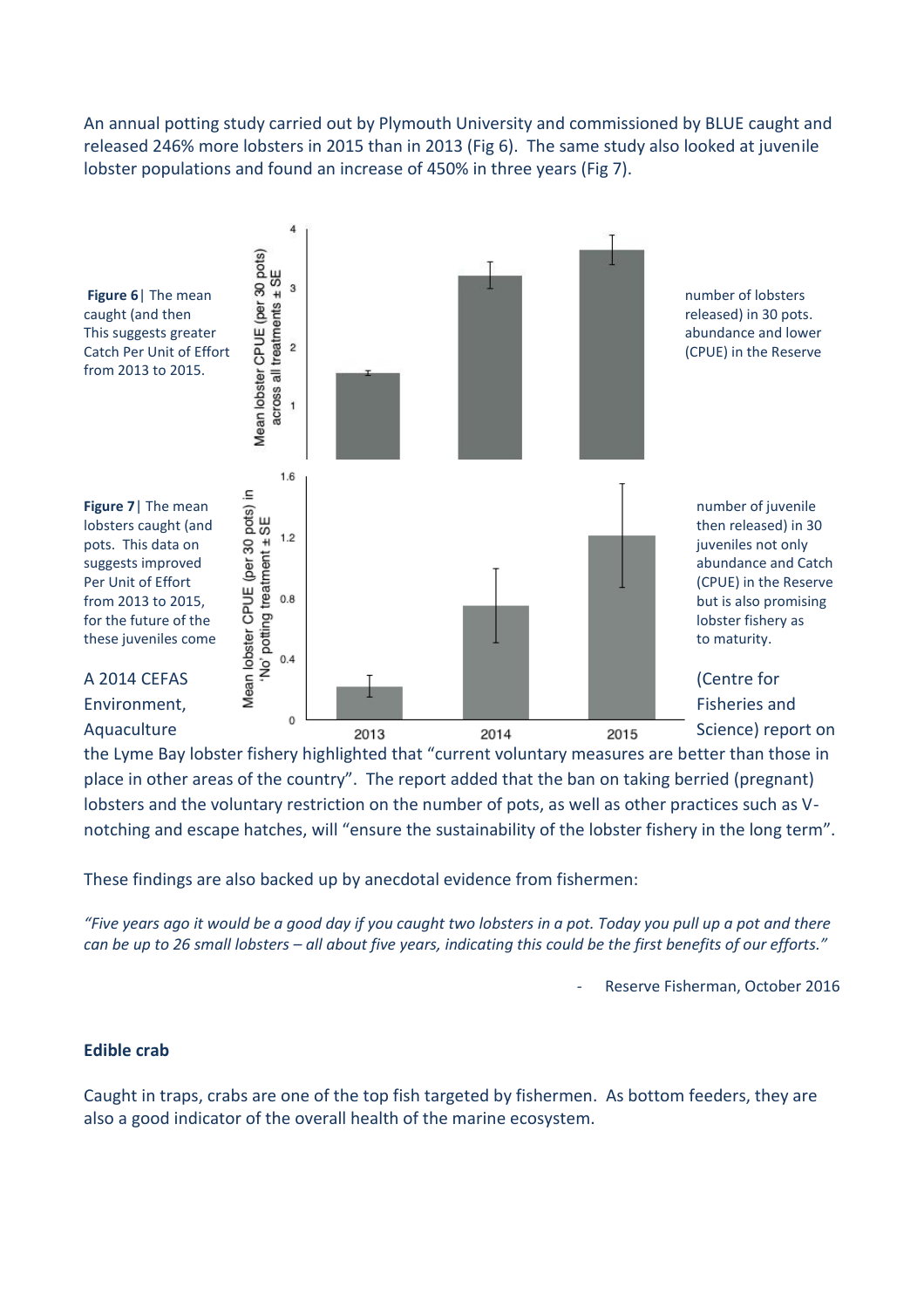An annual potting study carried out by Plymouth University and commissioned by BLUE caught and released 246% more lobsters in 2015 than in 2013 (Fig 6). The same study also looked at juvenile lobster populations and found an increase of 450% in three years (Fig 7).

**Figure 6**| The mean number of lobsters caught (and then released) in 30 pots. This suggests greater abundance and lower Catch Per Unit of Effort (CPUE) in the Reserve from 2013 to 2015.

**Figure 7**| The mean number of juvenile lobsters caught (and then released) in 30 pots. This data on juveniles not only suggests improved abundance and Catch Per Unit of Effort (CPUE) in the Reserve from 2013 to 2015, but is also promising for the future of the lobster fishery as these juveniles come to maturity.

A 2014 CEFAS (Centre for Environment, Fisheries and Aquaculture Science) report on the Lyme Bay lobster fishery highlighted that "current voluntary measures are better than those in place in other areas of the country". The report added that the ban on taking berried (pregnant) lobsters and the voluntary restriction on the number of pots, as well as other practices such as V-notching and escape hatches, will "ensure the sustainability of the lobster fishery in the long term".

These findings are also backed up by anecdotal evidence from fishermen:

*"Five years ago it would be a good day if you caught two lobsters in a pot. Today you pull up a pot and there can be up to 26 small lobsters – all about five years, indicating this could be the first benefits of our efforts."*

- Reserve Fisherman, October 2016

**Edible crab**

Caught in traps, crabs are one of the top fish targeted by fishermen. As bottom feeders, they are also a good indicator of the overall health of the marine ecosystem.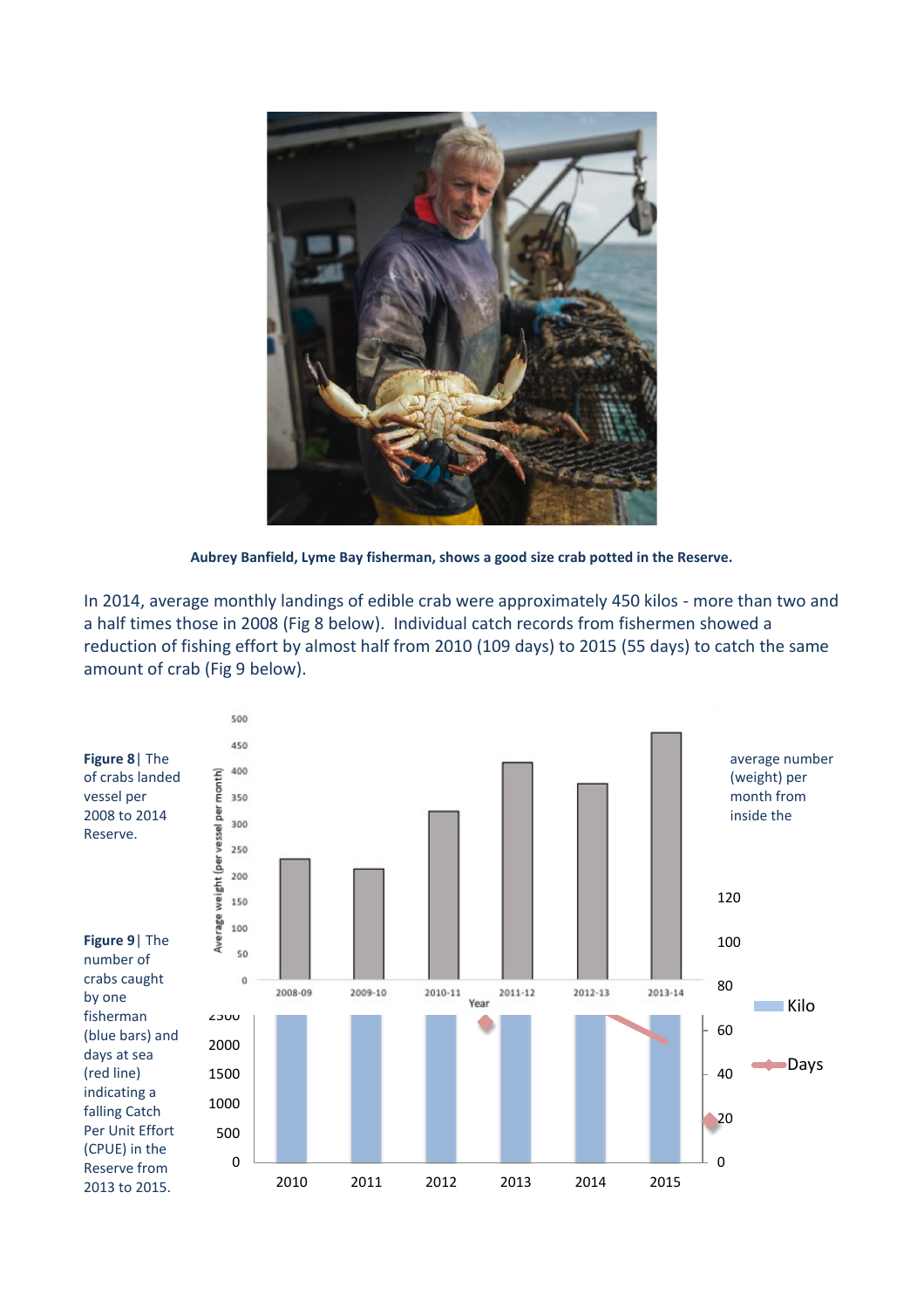**Aubrey Banfield, Lyme Bay fisherman, shows a good size crab potted in the Reserve.**

In 2014, average monthly landings of edible crab were approximately 450 kilos - more than two and a half times those in 2008 (Fig 8 below). Individual catch records from fishermen showed a reduction of fishing effort by almost half from 2010 (109 days) to 2015 (55 days) to catch the same amount of crab (Fig 9 below).

**Figure 8**| The average number (weight) per month from inside the of crabs landed vessel per 2008 to 2014 Reserve.

**Figure 9**| The number of crabs caught by one fisherman (blue bars) and days at sea (red line) indicating a falling Catch Per Unit Effort (CPUE) in the Reserve from 2013 to 2015.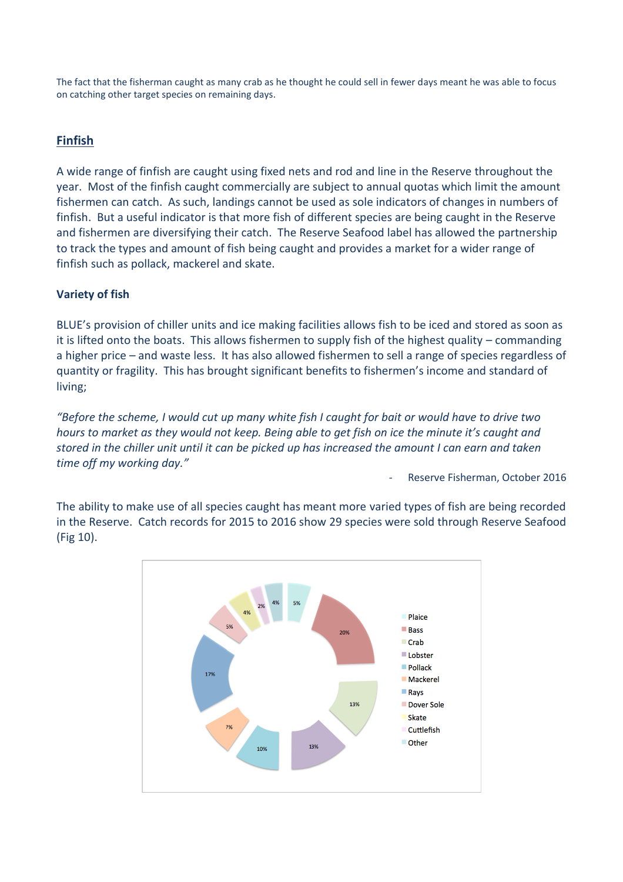The fact that the fisherman caught as many crab as he thought he could sell in fewer days meant he was able to focus on catching other target species on remaining days.

## Finfish

A wide range of finfish are caught using fixed nets and rod and line in the Reserve throughout the year. Most of the finfish caught commercially are subject to annual quotas which limit the amount fishermen can catch. As such, landings cannot be used as sole indicators of changes in numbers of finfish. But a useful indicator is that more fish of different species are being caught in the Reserve and fishermen are diversifying their catch. The Reserve Seafood label has allowed the partnership to track the types and amount of fish being caught and provides a market for a wider range of finfish such as pollack, mackerel and skate.

### Variety of fish

BLUE's provision of chiller units and ice making facilities allows fish to be iced and stored as soon as it is lifted onto the boats. This allows fishermen to supply fish of the highest quality – commanding a higher price – and waste less. It has also allowed fishermen to sell a range of species regardless of quantity or fragility. This has brought significant benefits to fishermen's income and standard of living;

*"Before the scheme, I would cut up many white fish I caught for bait or would have to drive two hours to market as they would not keep. Being able to get fish on ice the minute it's caught and stored in the chiller unit until it can be picked up has increased the amount I can earn and taken time off my working day."*

- Reserve Fisherman, October 2016

The ability to make use of all species caught has meant more varied types of fish are being recorded in the Reserve. Catch records for 2015 to 2016 show 29 species were sold through Reserve Seafood (Fig 10).

| Species | % |
|---|---|
| Plaice | 5% |
| Bass | 20% |
| Crab | 13% |
| Lobster | 13% |
| Pollack | 10% |
| Mackerel | 7% |
| Rays | 17% |
| Dover Sole | 5% |
| Skate | 4% |
| Cuttlefish | 2% |
| Other | 4% |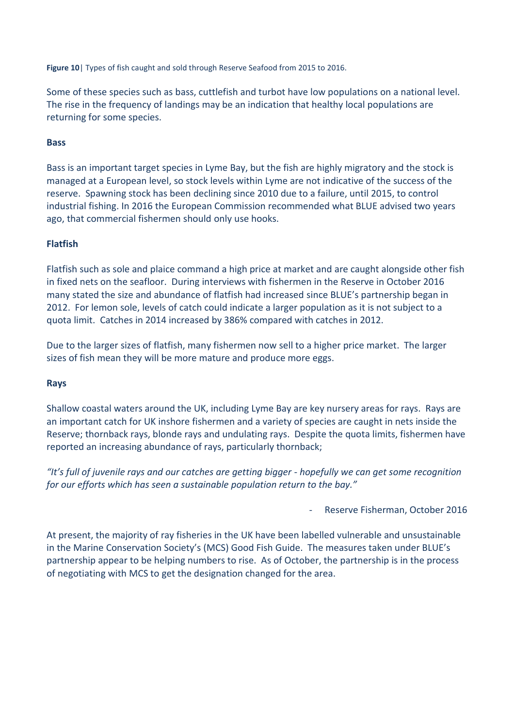**Figure 10**| Types of fish caught and sold through Reserve Seafood from 2015 to 2016.

Some of these species such as bass, cuttlefish and turbot have low populations on a national level. The rise in the frequency of landings may be an indication that healthy local populations are returning for some species.

**Bass**

Bass is an important target species in Lyme Bay, but the fish are highly migratory and the stock is managed at a European level, so stock levels within Lyme are not indicative of the success of the reserve. Spawning stock has been declining since 2010 due to a failure, until 2015, to control industrial fishing. In 2016 the European Commission recommended what BLUE advised two years ago, that commercial fishermen should only use hooks.

**Flatfish**

Flatfish such as sole and plaice command a high price at market and are caught alongside other fish in fixed nets on the seafloor. During interviews with fishermen in the Reserve in October 2016 many stated the size and abundance of flatfish had increased since BLUE's partnership began in 2012. For lemon sole, levels of catch could indicate a larger population as it is not subject to a quota limit. Catches in 2014 increased by 386% compared with catches in 2012.

Due to the larger sizes of flatfish, many fishermen now sell to a higher price market. The larger sizes of fish mean they will be more mature and produce more eggs.

**Rays**

Shallow coastal waters around the UK, including Lyme Bay are key nursery areas for rays. Rays are an important catch for UK inshore fishermen and a variety of species are caught in nets inside the Reserve; thornback rays, blonde rays and undulating rays. Despite the quota limits, fishermen have reported an increasing abundance of rays, particularly thornback;

*"It's full of juvenile rays and our catches are getting bigger - hopefully we can get some recognition for our efforts which has seen a sustainable population return to the bay."*

- Reserve Fisherman, October 2016

At present, the majority of ray fisheries in the UK have been labelled vulnerable and unsustainable in the Marine Conservation Society's (MCS) Good Fish Guide. The measures taken under BLUE's partnership appear to be helping numbers to rise. As of October, the partnership is in the process of negotiating with MCS to get the designation changed for the area.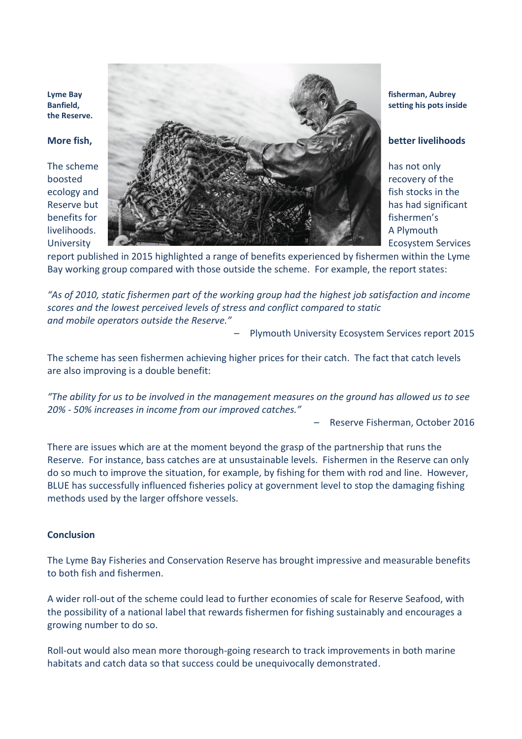**Lyme Bay fisherman, Aubrey Banfield, setting his pots inside the Reserve.**

**More fish, better livelihoods**

The scheme has not only boosted recovery of the ecology and fish stocks in the Reserve but has had significant benefits for fishermen's livelihoods. A Plymouth University Ecosystem Services report published in 2015 highlighted a range of benefits experienced by fishermen within the Lyme Bay working group compared with those outside the scheme. For example, the report states:

*"As of 2010, static fishermen part of the working group had the highest job satisfaction and income scores and the lowest perceived levels of stress and conflict compared to static and mobile operators outside the Reserve."*

– Plymouth University Ecosystem Services report 2015

The scheme has seen fishermen achieving higher prices for their catch. The fact that catch levels are also improving is a double benefit:

*"The ability for us to be involved in the management measures on the ground has allowed us to see 20% - 50% increases in income from our improved catches."*

– Reserve Fisherman, October 2016

There are issues which are at the moment beyond the grasp of the partnership that runs the Reserve. For instance, bass catches are at unsustainable levels. Fishermen in the Reserve can only do so much to improve the situation, for example, by fishing for them with rod and line. However, BLUE has successfully influenced fisheries policy at government level to stop the damaging fishing methods used by the larger offshore vessels.

**Conclusion**

The Lyme Bay Fisheries and Conservation Reserve has brought impressive and measurable benefits to both fish and fishermen.

A wider roll-out of the scheme could lead to further economies of scale for Reserve Seafood, with the possibility of a national label that rewards fishermen for fishing sustainably and encourages a growing number to do so.

Roll-out would also mean more thorough-going research to track improvements in both marine habitats and catch data so that success could be unequivocally demonstrated.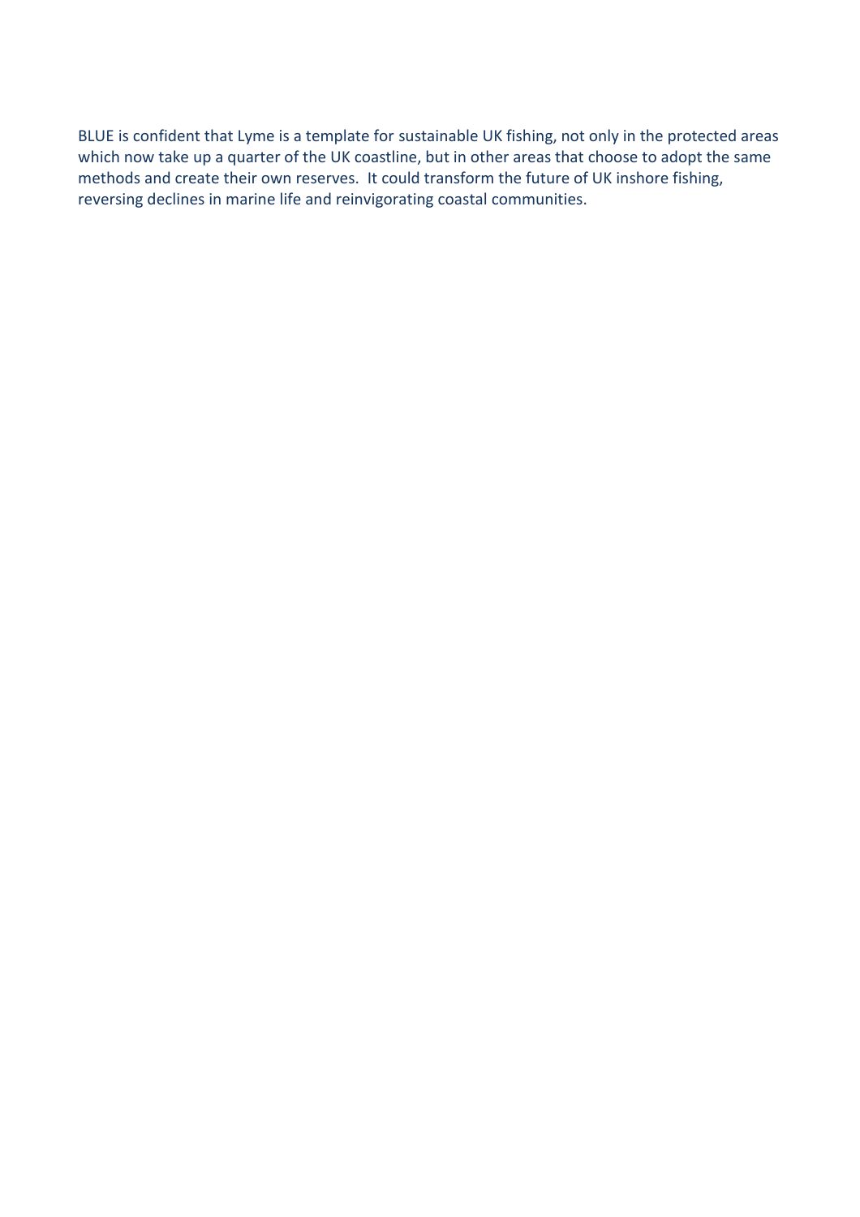BLUE is confident that Lyme is a template for sustainable UK fishing, not only in the protected areas which now take up a quarter of the UK coastline, but in other areas that choose to adopt the same methods and create their own reserves. It could transform the future of UK inshore fishing, reversing declines in marine life and reinvigorating coastal communities.